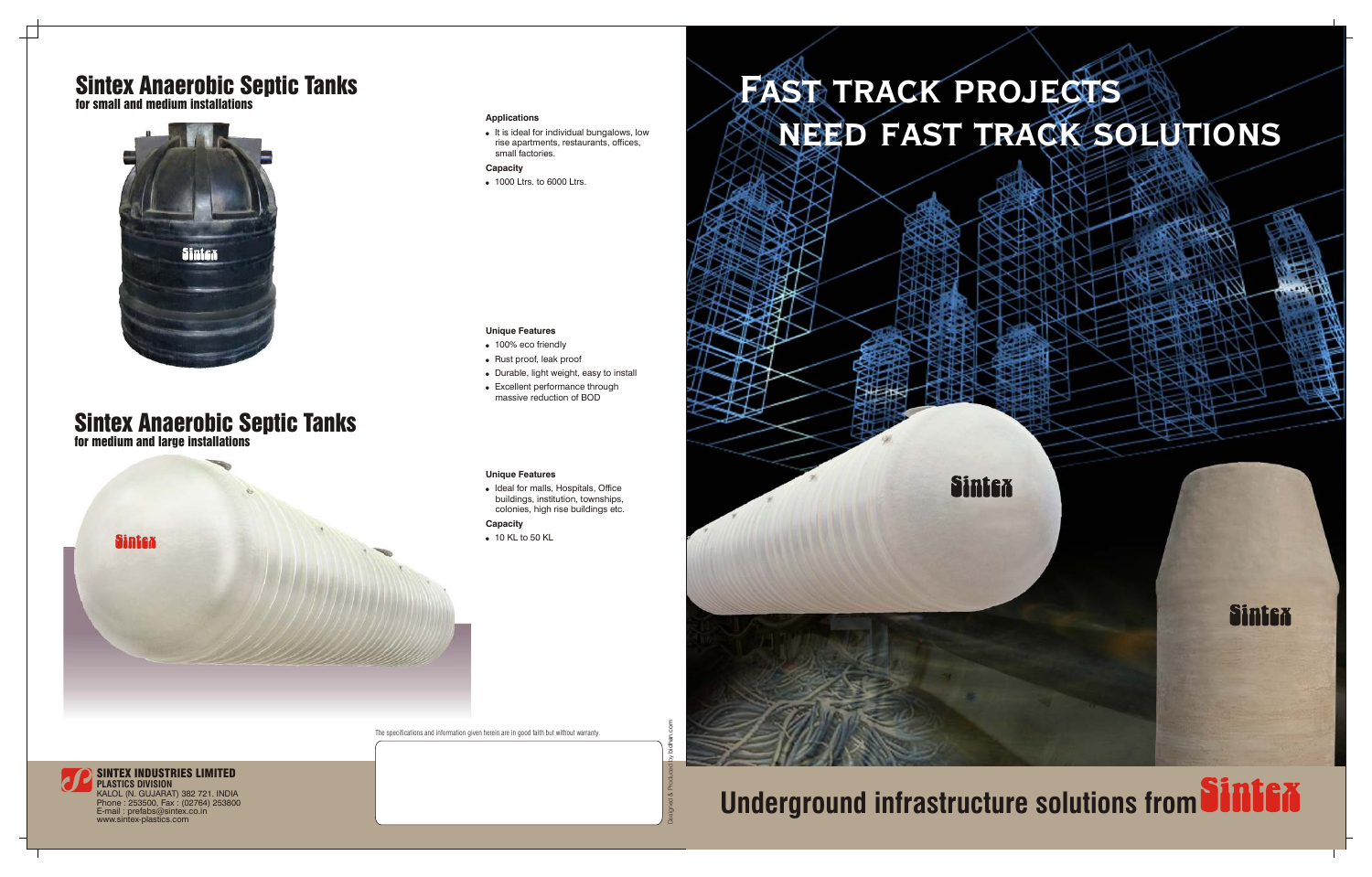# Sintex Anaerobic Septic Tanks

## for small and medium installations

**Applications**

- It is ideal for individual bungalows, low rise apartments, restaurants, offices, small factories.

**Capacity**

- 1000 Ltrs. to 6000 Ltrs.

**Unique Features**

- 100% eco friendly
- Rust proof, leak proof
- Durable, light weight, easy to install
- Excellent performance through massive reduction of BOD

# Sintex Anaerobic Septic Tanks

## for medium and large installations

**Unique Features**

- Ideal for malls, Hospitals, Office buildings, institution, townships, colonies, high rise buildings etc.

**Capacity**

- 10 KL to 50 KL

The specifications and information given herein are in good faith but without warranty.

**SINTEX INDUSTRIES LIMITED**
**PLASTICS DIVISION**
KALOL (N. GUJARAT) 382 721. INDIA
Phone : 253500, Fax : (02764) 253800
E-mail : prefabs@sintex.co.in
www.sintex-plastics.com

Designed & Produced by bidhan.com

# Fast track projects need fast track solutions

# Underground infrastructure solutions from Sintex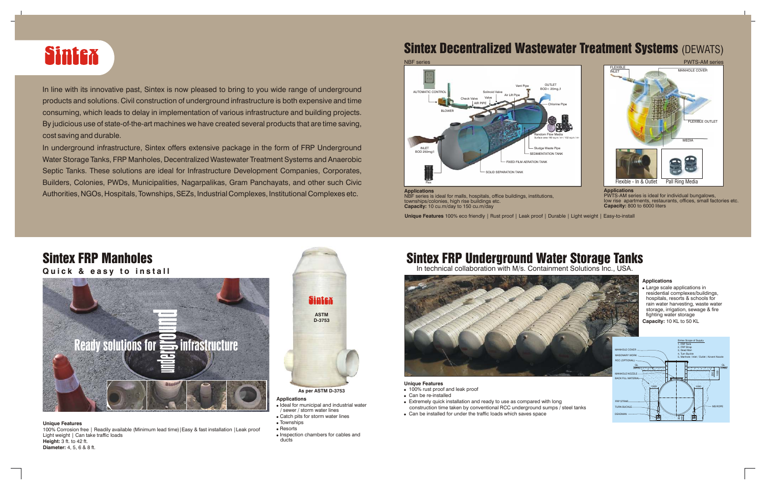# Sintex

In line with its innovative past, Sintex is now pleased to bring to you wide range of underground products and solutions. Civil construction of underground infrastructure is both expensive and time consuming, which leads to delay in implementation of various infrastructure and building projects. By judicious use of state-of-the-art machines we have created several products that are time saving, cost saving and durable.

In underground infrastructure, Sintex offers extensive package in the form of FRP Underground Water Storage Tanks, FRP Manholes, Decentralized Wastewater Treatment Systems and Anaerobic Septic Tanks. These solutions are ideal for Infrastructure Development Companies, Corporates, Builders, Colonies, PWDs, Municipalities, Nagarpalikas, Gram Panchayats, and other such Civic Authorities, NGOs, Hospitals, Townships, SEZs, Industrial Complexes, Institutional Complexes etc.

## Sintex Decentralized Wastewater Treatment Systems (DEWATS)

NBF series

AUTOMATIC CONTROL
BLOWER
Check Valve
AIR PIPE
Solinoid Valve
Valve
Air Lift Pipe
Vent Pipe
OUTLET
BOD< 20mg./l
Chlorine Pipe
Random Flow Media
Sludge Waste Pipe
SEDIMENTATION TANK
FIXED FILM AERATION TANK
SOLID SEPARATION TANK
INLET
BOD 250mg/l
Flex

**Applications**
NBF series is ideal for malls, hospitals, office buildings, institutions, townships/colonies, high rise buildings etc.
**Capacity:** 10 cu.m/day to 150 cu.m/day

PWTS-AM series

FLEXIBLE INLET
MANHOLE COVER
FLEXIBLE OUTLET
MEDIA

Flexible - In & Outlet
Pall Ring Media

**Applications**
PWTS-AM series is ideal for individual bungalows, low rise apartments, restaurants, offices, small factories etc.
**Capacity:** 800 to 6000 liters

**Unique Features** 100% eco friendly | Rust proof | Leak proof | Durable | Light weight | Easy-to-install

## Sintex FRP Manholes

**Quick & easy to install**

Ready solutions for underground infrastructure

**Unique Features**
100% Corrosion free | Readily available (Minimum lead time) | Easy & fast installation | Leak proof
Light weight | Can take traffic loads
**Height:** 3 ft. to 42 ft.
**Diameter:** 4, 5, 6 & 8 ft.

Sintex
ASTM
D-3753

**As per ASTM D-3753**

**Applications**
- Ideal for municipal and industrial water / sewer / storm water lines
- Catch pits for storm water lines
- Townships
- Resorts
- Inspection chambers for cables and ducts

## Sintex FRP Underground Water Storage Tanks

In technical collaboration with M/s. Containment Solutions Inc., USA.

**Applications**
- Large scale applications in residential complexes/buildings, hospitals, resorts & schools for rain water harvesting, waste water storage, irrigation, sewage & fire fighting water storage

**Capacity:** 10 KL to 50 KL

**Unique Features**
- 100% rust proof and leak proof
- Can be re-installed
- Extremely quick installation and ready to use as compared with long construction time taken by conventional RCC underground sumps / steel tanks
- Can be installed for under the traffic loads which saves space

Sintex Scope of Supply
1. FRP Tank
2. FRP Strap
3. Dead Man
4. Turn Buckle
5. Manhole / Inlet / Outlet / Airvent Nozzle

MANHOLE COVER
MASONARY WORK
RCC (OPTIONAL)
GL
MANHOLE NOZZLE
BACK FILL MATERIAL
FRP STRAP
TURN BUCKLE
DEADMAN
MS ROPE
1000
1000